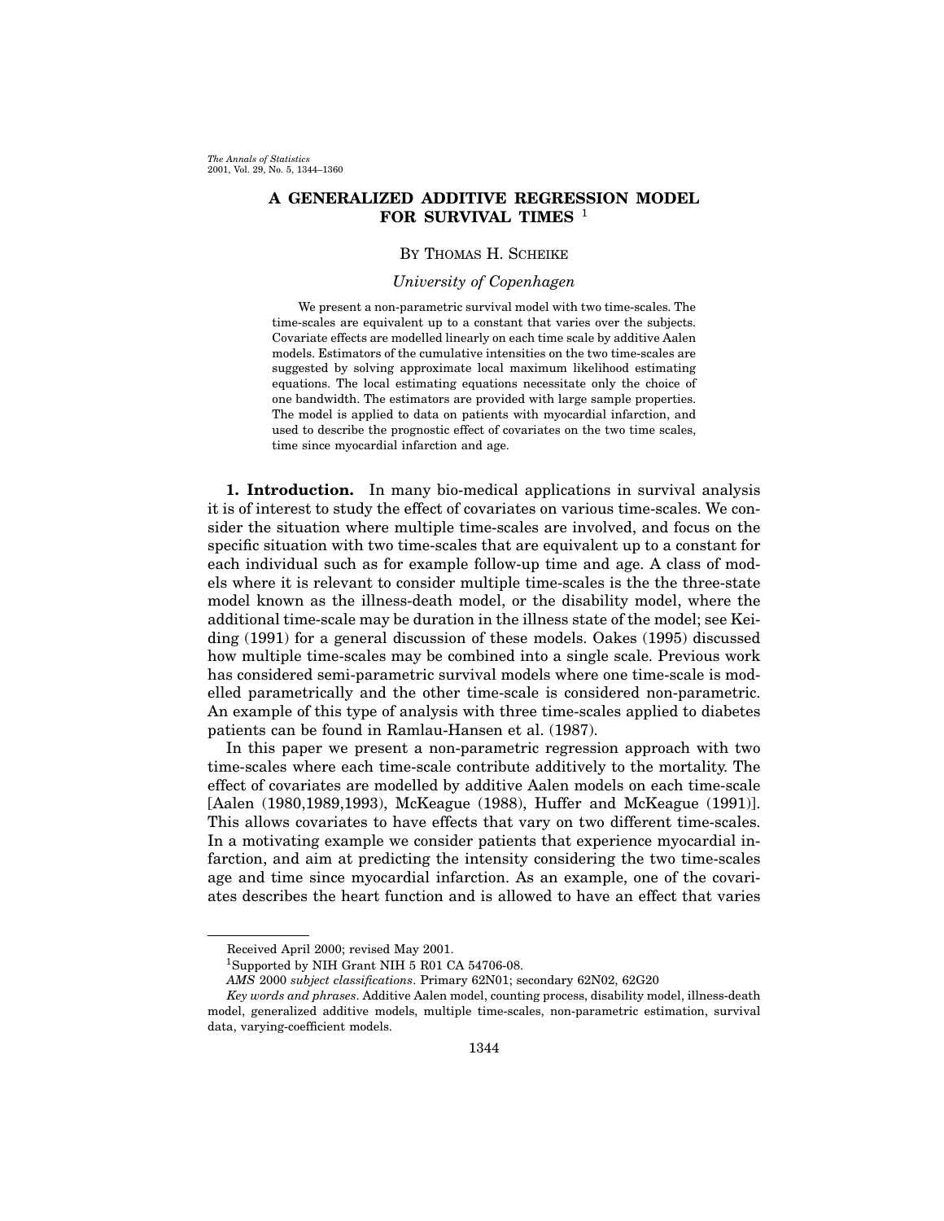# A GENERALIZED ADDITIVE REGRESSION MODEL FOR SURVIVAL TIMES [1]

By Thomas H. Scheike

*University of Copenhagen*

We present a non-parametric survival model with two time-scales. The time-scales are equivalent up to a constant that varies over the subjects. Covariate effects are modelled linearly on each time scale by additive Aalen models. Estimators of the cumulative intensities on the two time-scales are suggested by solving approximate local maximum likelihood estimating equations. The local estimating equations necessitate only the choice of one bandwidth. The estimators are provided with large sample properties. The model is applied to data on patients with myocardial infarction, and used to describe the prognostic effect of covariates on the two time scales, time since myocardial infarction and age.

**1. Introduction.** In many bio-medical applications in survival analysis it is of interest to study the effect of covariates on various time-scales. We consider the situation where multiple time-scales are involved, and focus on the specific situation with two time-scales that are equivalent up to a constant for each individual such as for example follow-up time and age. A class of models where it is relevant to consider multiple time-scales is the the three-state model known as the illness-death model, or the disability model, where the additional time-scale may be duration in the illness state of the model; see Keiding (1991) for a general discussion of these models. Oakes (1995) discussed how multiple time-scales may be combined into a single scale. Previous work has considered semi-parametric survival models where one time-scale is modelled parametrically and the other time-scale is considered non-parametric. An example of this type of analysis with three time-scales applied to diabetes patients can be found in Ramlau-Hansen et al. (1987).

In this paper we present a non-parametric regression approach with two time-scales where each time-scale contribute additively to the mortality. The effect of covariates are modelled by additive Aalen models on each time-scale [Aalen (1980,1989,1993), McKeague (1988), Huffer and McKeague (1991)]. This allows covariates to have effects that vary on two different time-scales. In a motivating example we consider patients that experience myocardial infarction, and aim at predicting the intensity considering the two time-scales age and time since myocardial infarction. As an example, one of the covariates describes the heart function and is allowed to have an effect that varies

---

Received April 2000; revised May 2001.

[1] Supported by NIH Grant NIH 5 R01 CA 54706-08.

*AMS* 2000 *subject classifications*. Primary 62N01; secondary 62N02, 62G20

*Key words and phrases*. Additive Aalen model, counting process, disability model, illness-death model, generalized additive models, multiple time-scales, non-parametric estimation, survival data, varying-coefficient models.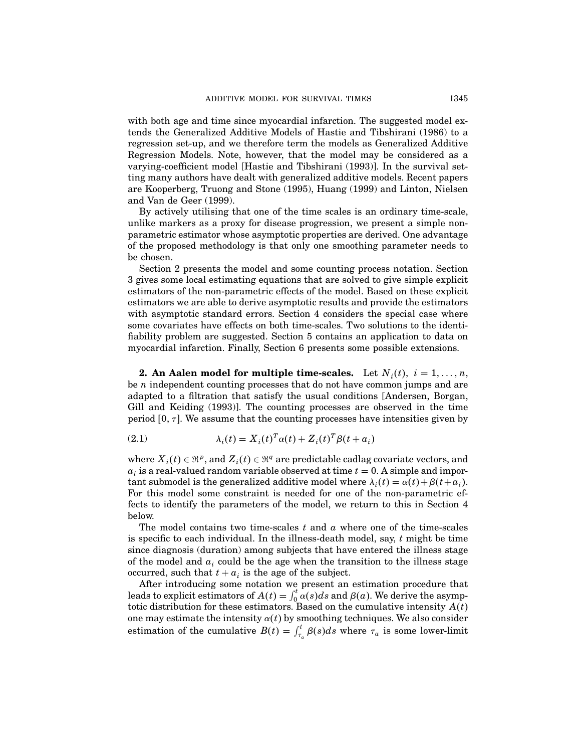with both age and time since myocardial infarction. The suggested model extends the Generalized Additive Models of Hastie and Tibshirani (1986) to a regression set-up, and we therefore term the models as Generalized Additive Regression Models. Note, however, that the model may be considered as a varying-coefficient model [Hastie and Tibshirani (1993)]. In the survival setting many authors have dealt with generalized additive models. Recent papers are Kooperberg, Truong and Stone (1995), Huang (1999) and Linton, Nielsen and Van de Geer (1999).

By actively utilising that one of the time scales is an ordinary time-scale, unlike markers as a proxy for disease progression, we present a simple non-parametric estimator whose asymptotic properties are derived. One advantage of the proposed methodology is that only one smoothing parameter needs to be chosen.

Section 2 presents the model and some counting process notation. Section 3 gives some local estimating equations that are solved to give simple explicit estimators of the non-parametric effects of the model. Based on these explicit estimators we are able to derive asymptotic results and provide the estimators with asymptotic standard errors. Section 4 considers the special case where some covariates have effects on both time-scales. Two solutions to the identifiability problem are suggested. Section 5 contains an application to data on myocardial infarction. Finally, Section 6 presents some possible extensions.

## 2. An Aalen model for multiple time-scales.

Let $N_i(t)$, $i = 1, \ldots, n$, be $n$ independent counting processes that do not have common jumps and are adapted to a filtration that satisfy the usual conditions [Andersen, Borgan, Gill and Keiding (1993)]. The counting processes are observed in the time period $[0, \tau]$. We assume that the counting processes have intensities given by

$$\lambda_i(t) = X_i(t)^T \alpha(t) + Z_i(t)^T \beta(t + a_i) \tag{2.1}$$

where $X_i(t) \in \Re^p$, and $Z_i(t) \in \Re^q$ are predictable cadlag covariate vectors, and $a_i$ is a real-valued random variable observed at time $t = 0$. A simple and important submodel is the generalized additive model where $\lambda_i(t) = \alpha(t) + \beta(t + a_i)$. For this model some constraint is needed for one of the non-parametric effects to identify the parameters of the model, we return to this in Section 4 below.

The model contains two time-scales $t$ and $a$ where one of the time-scales is specific to each individual. In the illness-death model, say, $t$ might be time since diagnosis (duration) among subjects that have entered the illness stage of the model and $a_i$ could be the age when the transition to the illness stage occurred, such that $t + a_i$ is the age of the subject.

After introducing some notation we present an estimation procedure that leads to explicit estimators of $A(t) = \int_0^t \alpha(s)ds$ and $\beta(a)$. We derive the asymptotic distribution for these estimators. Based on the cumulative intensity $A(t)$ one may estimate the intensity $\alpha(t)$ by smoothing techniques. We also consider estimation of the cumulative $B(t) = \int_{\tau_a}^t \beta(s)ds$ where $\tau_a$ is some lower-limit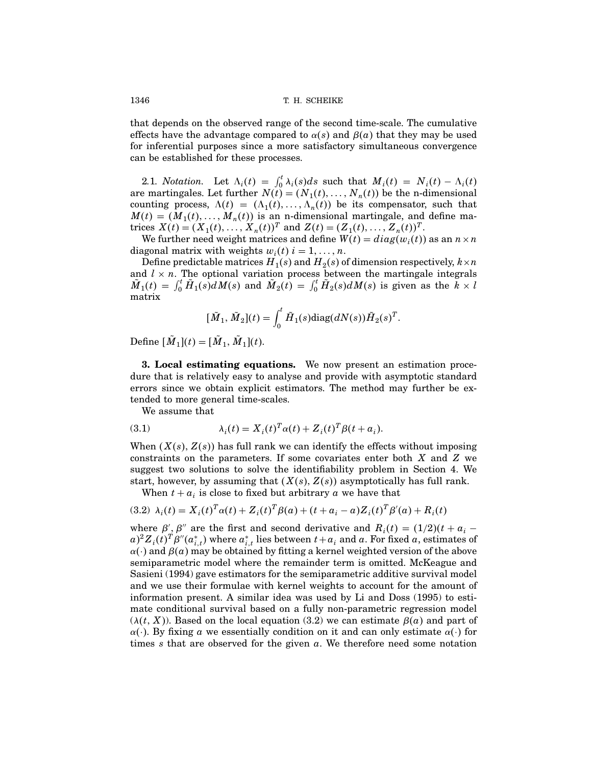that depends on the observed range of the second time-scale. The cumulative effects have the advantage compared to $\alpha(s)$ and $\beta(a)$ that they may be used for inferential purposes since a more satisfactory simultaneous convergence can be established for these processes.

2.1. *Notation.* Let $\Lambda_i(t) = \int_0^t \lambda_i(s)ds$ such that $M_i(t) = N_i(t) - \Lambda_i(t)$ are martingales. Let further $N(t) = (N_1(t), \ldots, N_n(t))$ be the n-dimensional counting process, $\Lambda(t) = (\Lambda_1(t), \ldots, \Lambda_n(t))$ be its compensator, such that $M(t) = (M_1(t), \ldots, M_n(t))$ is an n-dimensional martingale, and define matrices $X(t) = (X_1(t), \ldots, X_n(t))^T$ and $Z(t) = (Z_1(t), \ldots, Z_n(t))^T$.

We further need weight matrices and define $W(t) = diag(w_i(t))$ as an $n \times n$ diagonal matrix with weights $w_i(t)$ $i = 1, \ldots, n$.

Define predictable matrices $H_1(s)$ and $H_2(s)$ of dimension respectively, $k \times n$ and $l \times n$. The optional variation process between the martingale integrals $\tilde{M}_1(t) = \int_0^t \tilde{H}_1(s)dM(s)$ and $\tilde{M}_2(t) = \int_0^t \tilde{H}_2(s)dM(s)$ is given as the $k \times l$ matrix

$$[\tilde{M}_1, \tilde{M}_2](t) = \int_0^t \tilde{H}_1(s)\text{diag}(dN(s))\tilde{H}_2(s)^T.$$

Define $[\tilde{M}_1](t) = [\tilde{M}_1, \tilde{M}_1](t)$.

## 3. Local estimating equations.

We now present an estimation procedure that is relatively easy to analyse and provide with asymptotic standard errors since we obtain explicit estimators. The method may further be extended to more general time-scales.

We assume that

$$\lambda_i(t) = X_i(t)^T \alpha(t) + Z_i(t)^T \beta(t + a_i). \tag{3.1}$$

When $(X(s), Z(s))$ has full rank we can identify the effects without imposing constraints on the parameters. If some covariates enter both $X$ and $Z$ we suggest two solutions to solve the identifiability problem in Section 4. We start, however, by assuming that $(X(s), Z(s))$ asymptotically has full rank.

When $t + a_i$ is close to fixed but arbitrary $a$ we have that

$$\lambda_i(t) = X_i(t)^T \alpha(t) + Z_i(t)^T \beta(a) + (t + a_i - a)Z_i(t)^T \beta'(a) + R_i(t) \tag{3.2}$$

where $\beta', \beta''$ are the first and second derivative and $R_i(t) = (1/2)(t + a_i - a)^2 Z_i(t)^T \beta''(a^*_{i,t})$ where $a^*_{i,t}$ lies between $t + a_i$ and $a$. For fixed $a$, estimates of $\alpha(\cdot)$ and $\beta(a)$ may be obtained by fitting a kernel weighted version of the above semiparametric model where the remainder term is omitted. McKeague and Sasieni (1994) gave estimators for the semiparametric additive survival model and we use their formulae with kernel weights to account for the amount of information present. A similar idea was used by Li and Doss (1995) to estimate conditional survival based on a fully non-parametric regression model $(\lambda(t, X))$. Based on the local equation (3.2) we can estimate $\beta(a)$ and part of $\alpha(\cdot)$. By fixing $a$ we essentially condition on it and can only estimate $\alpha(\cdot)$ for times $s$ that are observed for the given $a$. We therefore need some notation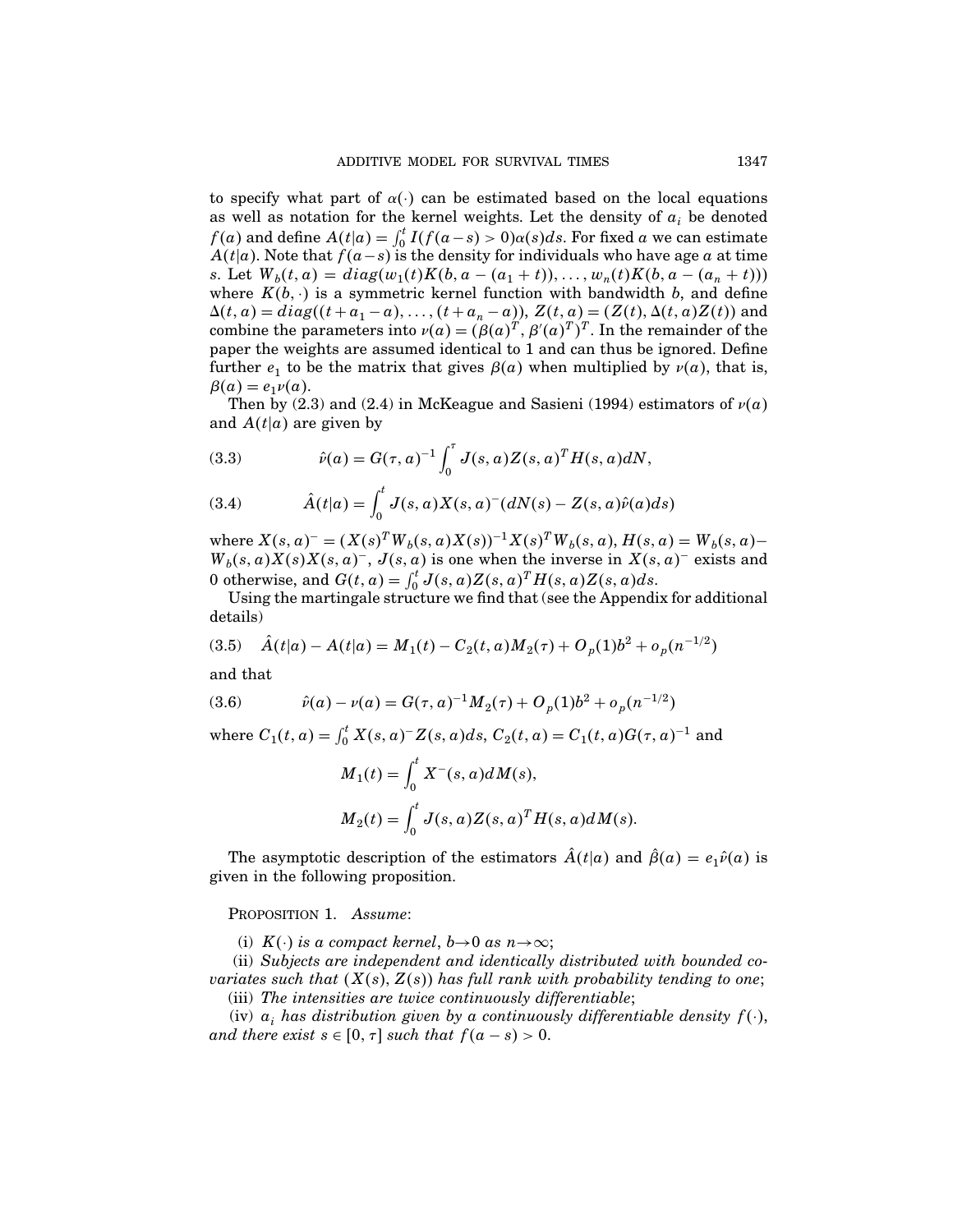to specify what part of $\alpha(\cdot)$ can be estimated based on the local equations as well as notation for the kernel weights. Let the density of $a_i$ be denoted $f(a)$ and define $A(t|a) = \int_0^t I(f(a-s) > 0)\alpha(s)ds$. For fixed $a$ we can estimate $A(t|a)$. Note that $f(a-s)$ is the density for individuals who have age $a$ at time $s$. Let $W_b(t,a) = diag(w_1(t)K(b, a-(a_1+t)), \ldots, w_n(t)K(b, a-(a_n+t)))$ where $K(b,\cdot)$ is a symmetric kernel function with bandwidth $b$, and define $\Delta(t,a) = diag((t+a_1-a), \ldots, (t+a_n-a))$, $Z(t,a) = (Z(t), \Delta(t,a)Z(t))$ and combine the parameters into $\nu(a) = (\beta(a)^T, \beta'(a)^T)^T$. In the remainder of the paper the weights are assumed identical to 1 and can thus be ignored. Define further $e_1$ to be the matrix that gives $\beta(a)$ when multiplied by $\nu(a)$, that is, $\beta(a) = e_1\nu(a)$.

Then by (2.3) and (2.4) in McKeague and Sasieni (1994) estimators of $\nu(a)$ and $A(t|a)$ are given by

$$\hat{\nu}(a) = G(\tau, a)^{-1} \int_0^\tau J(s,a)Z(s,a)^T H(s,a)dN, \tag{3.3}$$

$$\hat{A}(t|a) = \int_0^t J(s,a)X(s,a)^-(dN(s) - Z(s,a)\hat{\nu}(a)ds) \tag{3.4}$$

where $X(s,a)^- = (X(s)^T W_b(s,a)X(s))^{-1}X(s)^T W_b(s,a)$, $H(s,a) = W_b(s,a) - W_b(s,a)X(s)X(s,a)^-$, $J(s,a)$ is one when the inverse in $X(s,a)^-$ exists and 0 otherwise, and $G(t,a) = \int_0^t J(s,a)Z(s,a)^T H(s,a)Z(s,a)ds$.

Using the martingale structure we find that (see the Appendix for additional details)

$$\hat{A}(t|a) - A(t|a) = M_1(t) - C_2(t,a)M_2(\tau) + O_p(1)b^2 + o_p(n^{-1/2}) \tag{3.5}$$

and that

$$\hat{\nu}(a) - \nu(a) = G(\tau,a)^{-1}M_2(\tau) + O_p(1)b^2 + o_p(n^{-1/2}) \tag{3.6}$$

where $C_1(t,a) = \int_0^t X(s,a)^- Z(s,a)ds$, $C_2(t,a) = C_1(t,a)G(\tau,a)^{-1}$ and

$$M_1(t) = \int_0^t X^-(s,a)dM(s),$$

$$M_2(t) = \int_0^t J(s,a)Z(s,a)^T H(s,a)dM(s).$$

The asymptotic description of the estimators $\hat{A}(t|a)$ and $\hat{\beta}(a) = e_1\hat{\nu}(a)$ is given in the following proposition.

PROPOSITION 1. *Assume*:

(i) *$K(\cdot)$ is a compact kernel, $b \to 0$ as $n \to \infty$;*

(ii) *Subjects are independent and identically distributed with bounded covariates such that $(X(s), Z(s))$ has full rank with probability tending to one;*

(iii) *The intensities are twice continuously differentiable;*

(iv) *$a_i$ has distribution given by a continuously differentiable density $f(\cdot)$, and there exist $s \in [0, \tau]$ such that $f(a-s) > 0$.*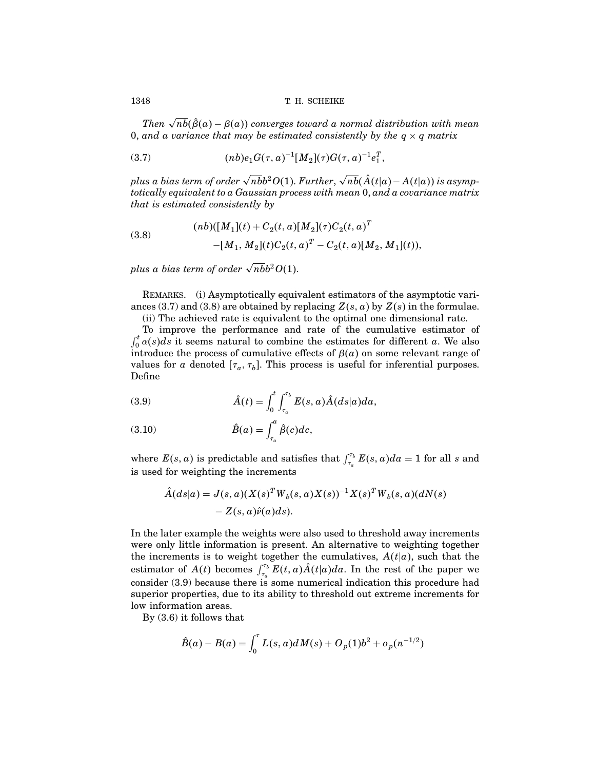*Then* $\sqrt{nb}(\hat{\beta}(a) - \beta(a))$ *converges toward a normal distribution with mean* 0, *and a variance that may be estimated consistently by the* $q \times q$ *matrix*

$$(nb)e_1 G(\tau, a)^{-1}[M_2](\tau)G(\tau, a)^{-1}e_1^T, \tag{3.7}$$

*plus a bias term of order* $\sqrt{nb}b^2 O(1)$. *Further,* $\sqrt{nb}(\hat{A}(t|a) - A(t|a))$ *is asymptotically equivalent to a Gaussian process with mean* 0, *and a covariance matrix that is estimated consistently by*

$$\begin{aligned}(nb)([M_1](t) + C_2(t, a)[M_2](\tau)C_2(t, a)^T \\ -[M_1, M_2](t)C_2(t, a)^T - C_2(t, a)[M_2, M_1](t)),\end{aligned} \tag{3.8}$$

*plus a bias term of order* $\sqrt{nb}b^2 O(1)$.

REMARKS. (i) Asymptotically equivalent estimators of the asymptotic variances (3.7) and (3.8) are obtained by replacing $Z(s, a)$ by $Z(s)$ in the formulae.

(ii) The achieved rate is equivalent to the optimal one dimensional rate.

To improve the performance and rate of the cumulative estimator of $\int_0^t \alpha(s)ds$ it seems natural to combine the estimates for different $a$. We also introduce the process of cumulative effects of $\beta(a)$ on some relevant range of values for $a$ denoted $[\tau_a, \tau_b]$. This process is useful for inferential purposes. Define

$$\hat{A}(t) = \int_0^t \int_{\tau_a}^{\tau_b} E(s, a)\hat{A}(ds|a)da, \tag{3.9}$$

$$\hat{B}(a) = \int_{\tau_a}^{a} \hat{\beta}(c)dc, \tag{3.10}$$

where $E(s, a)$ is predictable and satisfies that $\int_{\tau_a}^{\tau_b} E(s, a)da = 1$ for all $s$ and is used for weighting the increments

$$\begin{aligned}\hat{A}(ds|a) = J(s, a)(X(s)^T W_b(s, a)X(s))^{-1}X(s)^T W_b(s, a)(dN(s) \\ - Z(s, a)\hat{\nu}(a)ds).\end{aligned}$$

In the later example the weights were also used to threshold away increments were only little information is present. An alternative to weighting together the increments is to weight together the cumulatives, $A(t|a)$, such that the estimator of $A(t)$ becomes $\int_{\tau_a}^{\tau_b} E(t, a)\hat{A}(t|a)da$. In the rest of the paper we consider (3.9) because there is some numerical indication this procedure had superior properties, due to its ability to threshold out extreme increments for low information areas.

By (3.6) it follows that

$$\hat{B}(a) - B(a) = \int_0^\tau L(s, a)dM(s) + O_p(1)b^2 + o_p(n^{-1/2})$$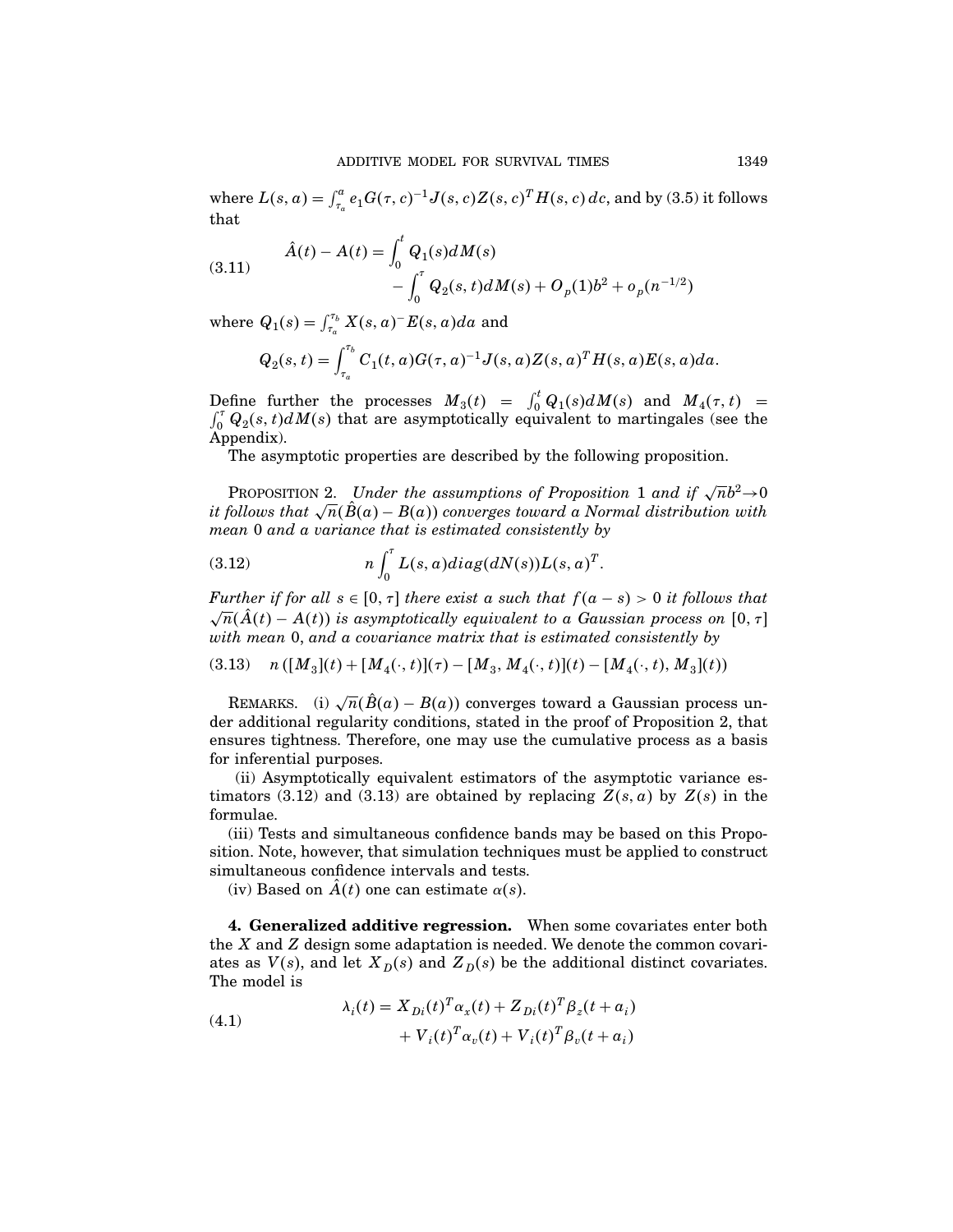where $L(s, a) = \int_{\tau_a}^{a} e_1 G(\tau, c)^{-1} J(s, c) Z(s, c)^T H(s, c)\, dc$, and by (3.5) it follows that

$$
\begin{aligned}
\hat{A}(t) - A(t) = &\int_0^t Q_1(s) dM(s) \\
&- \int_0^\tau Q_2(s, t) dM(s) + O_p(1)b^2 + o_p(n^{-1/2})
\end{aligned}
\tag{3.11}
$$

where $Q_1(s) = \int_{\tau_a}^{\tau_b} X(s, a)^{-} E(s, a) da$ and

$$
Q_2(s, t) = \int_{\tau_a}^{\tau_b} C_1(t, a) G(\tau, a)^{-1} J(s, a) Z(s, a)^T H(s, a) E(s, a) da.
$$

Define further the processes $M_3(t) = \int_0^t Q_1(s) dM(s)$ and $M_4(\tau, t) = \int_0^\tau Q_2(s, t) dM(s)$ that are asymptotically equivalent to martingales (see the Appendix).

The asymptotic properties are described by the following proposition.

Proposition 2. *Under the assumptions of Proposition* 1 *and if* $\sqrt{n} b^2 \to 0$ *it follows that* $\sqrt{n}(\hat{B}(a) - B(a))$ *converges toward a Normal distribution with mean* 0 *and a variance that is estimated consistently by*

$$
n \int_0^\tau L(s, a) diag(dN(s)) L(s, a)^T. \tag{3.12}
$$

*Further if for all* $s \in [0, \tau]$ *there exist a such that* $f(a - s) > 0$ *it follows that* $\sqrt{n}(\hat{A}(t) - A(t))$ *is asymptotically equivalent to a Gaussian process on* $[0, \tau]$ *with mean* 0, *and a covariance matrix that is estimated consistently by*

$$
n \left( [M_3](t) + [M_4(\cdot, t)](\tau) - [M_3, M_4(\cdot, t)](t) - [M_4(\cdot, t), M_3](t) \right) \tag{3.13}
$$

Remarks. (i) $\sqrt{n}(\hat{B}(a) - B(a))$ converges toward a Gaussian process under additional regularity conditions, stated in the proof of Proposition 2, that ensures tightness. Therefore, one may use the cumulative process as a basis for inferential purposes.

(ii) Asymptotically equivalent estimators of the asymptotic variance estimators (3.12) and (3.13) are obtained by replacing $Z(s, a)$ by $Z(s)$ in the formulae.

(iii) Tests and simultaneous confidence bands may be based on this Proposition. Note, however, that simulation techniques must be applied to construct simultaneous confidence intervals and tests.

(iv) Based on $\hat{A}(t)$ one can estimate $\alpha(s)$.

**4. Generalized additive regression.** When some covariates enter both the $X$ and $Z$ design some adaptation is needed. We denote the common covariates as $V(s)$, and let $X_D(s)$ and $Z_D(s)$ be the additional distinct covariates. The model is

$$
\begin{aligned}
\lambda_i(t) = &X_{Di}(t)^T \alpha_x(t) + Z_{Di}(t)^T \beta_z(t + a_i) \\
&+ V_i(t)^T \alpha_v(t) + V_i(t)^T \beta_v(t + a_i)
\end{aligned}
\tag{4.1}
$$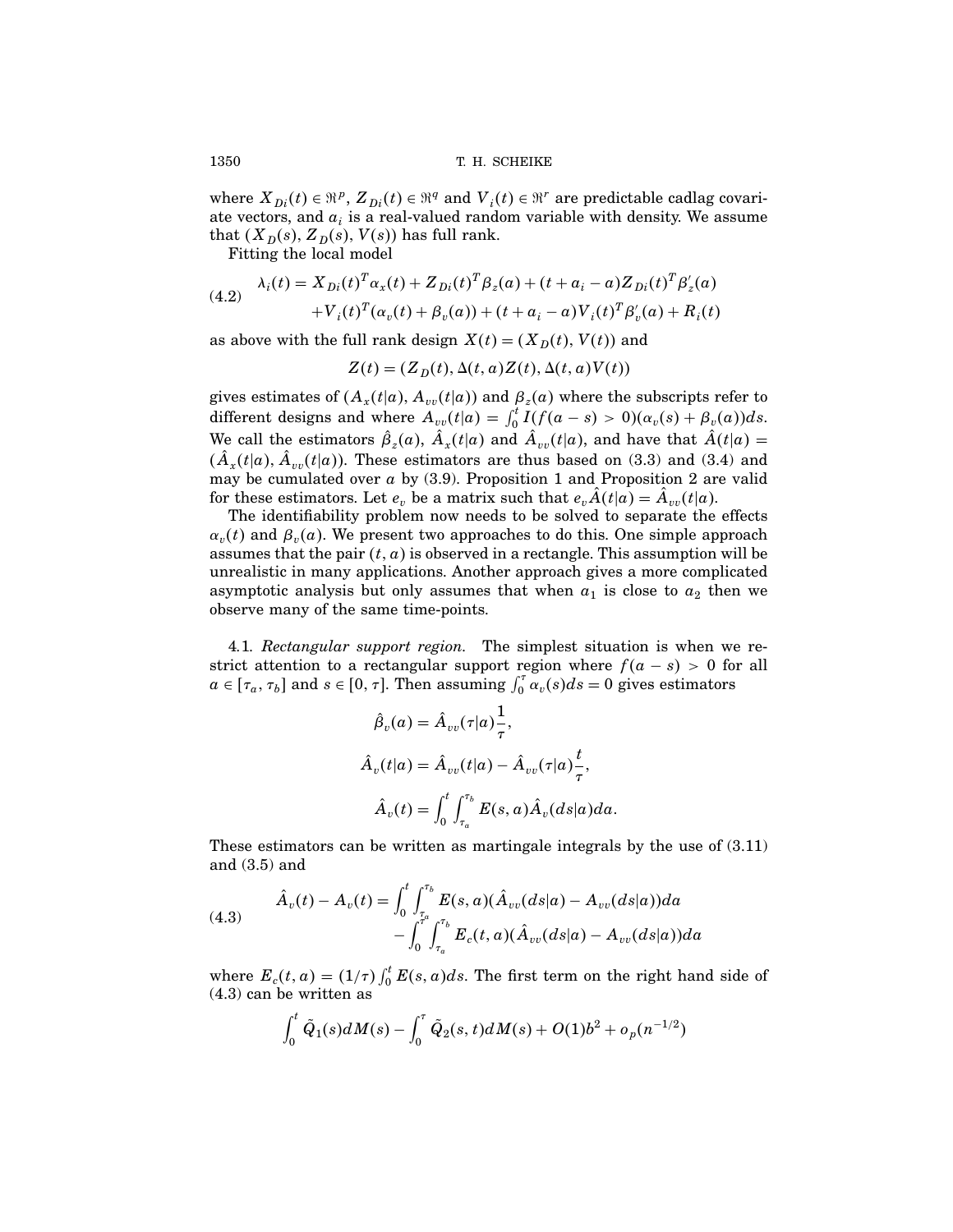where $X_{Di}(t) \in \Re^p$, $Z_{Di}(t) \in \Re^q$ and $V_i(t) \in \Re^r$ are predictable cadlag covariate vectors, and $a_i$ is a real-valued random variable with density. We assume that $(X_D(s), Z_D(s), V(s))$ has full rank.

Fitting the local model

$$
\begin{aligned}
\lambda_i(t) &= X_{Di}(t)^T \alpha_x(t) + Z_{Di}(t)^T \beta_z(a) + (t + a_i - a) Z_{Di}(t)^T \beta_z'(a) \\
&\quad + V_i(t)^T (\alpha_v(t) + \beta_v(a)) + (t + a_i - a) V_i(t)^T \beta_v'(a) + R_i(t)
\end{aligned}
\tag{4.2}
$$

as above with the full rank design $X(t) = (X_D(t), V(t))$ and

$$
Z(t) = (Z_D(t), \Delta(t, a) Z(t), \Delta(t, a) V(t))
$$

gives estimates of $(A_x(t|a), A_{vv}(t|a))$ and $\beta_z(a)$ where the subscripts refer to different designs and where $A_{vv}(t|a) = \int_0^t I(f(a-s) > 0)(\alpha_v(s) + \beta_v(a))ds$. We call the estimators $\hat{\beta}_z(a)$, $\hat{A}_x(t|a)$ and $\hat{A}_{vv}(t|a)$, and have that $\hat{A}(t|a) = (\hat{A}_x(t|a), \hat{A}_{vv}(t|a))$. These estimators are thus based on (3.3) and (3.4) and may be cumulated over $a$ by (3.9). Proposition 1 and Proposition 2 are valid for these estimators. Let $e_v$ be a matrix such that $e_v \hat{A}(t|a) = \hat{A}_{vv}(t|a)$.

The identifiability problem now needs to be solved to separate the effects $\alpha_v(t)$ and $\beta_v(a)$. We present two approaches to do this. One simple approach assumes that the pair $(t, a)$ is observed in a rectangle. This assumption will be unrealistic in many applications. Another approach gives a more complicated asymptotic analysis but only assumes that when $a_1$ is close to $a_2$ then we observe many of the same time-points.

4.1. *Rectangular support region.* The simplest situation is when we restrict attention to a rectangular support region where $f(a - s) > 0$ for all $a \in [\tau_a, \tau_b]$ and $s \in [0, \tau]$. Then assuming $\int_0^\tau \alpha_v(s)ds = 0$ gives estimators

$$
\hat{\beta}_v(a) = \hat{A}_{vv}(\tau|a)\frac{1}{\tau},
$$

$$
\hat{A}_v(t|a) = \hat{A}_{vv}(t|a) - \hat{A}_{vv}(\tau|a)\frac{t}{\tau},
$$

$$
\hat{A}_v(t) = \int_0^t \int_{\tau_a}^{\tau_b} E(s, a) \hat{A}_v(ds|a)da.
$$

These estimators can be written as martingale integrals by the use of (3.11) and (3.5) and

$$
\begin{aligned}
\hat{A}_v(t) - A_v(t) &= \int_0^t \int_{\tau_a}^{\tau_b} E(s, a)(\hat{A}_{vv}(ds|a) - A_{vv}(ds|a))da \\
&\quad - \int_0^\tau \int_{\tau_a}^{\tau_b} E_c(t, a)(\hat{A}_{vv}(ds|a) - A_{vv}(ds|a))da
\end{aligned}
\tag{4.3}
$$

where $E_c(t, a) = (1/\tau)\int_0^t E(s, a)ds$. The first term on the right hand side of (4.3) can be written as

$$
\int_0^t \tilde{Q}_1(s)dM(s) - \int_0^\tau \tilde{Q}_2(s, t)dM(s) + O(1)b^2 + o_p(n^{-1/2})
$$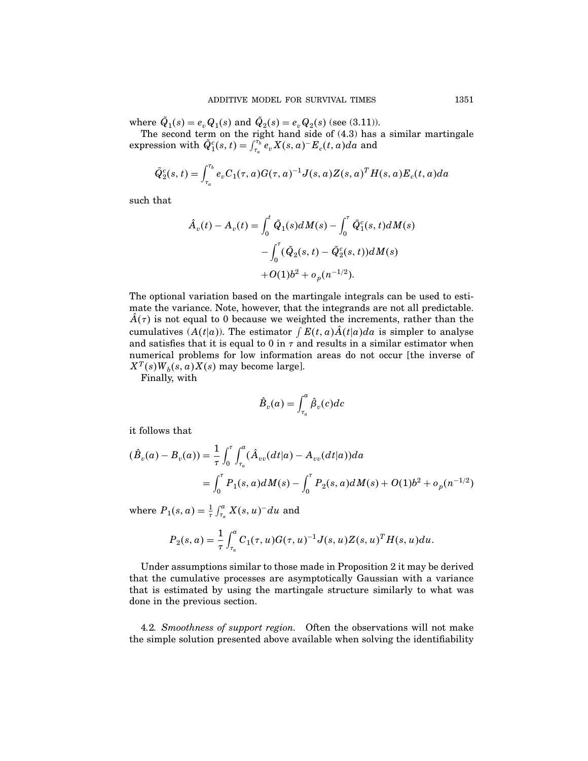where $\tilde{Q}_1(s) = e_v Q_1(s)$ and $\tilde{Q}_2(s) = e_v Q_2(s)$ (see (3.11)).

The second term on the right hand side of (4.3) has a similar martingale expression with $\tilde{Q}_1^c(s,t) = \int_{\tau_a}^{\tau_b} e_v X(s,a)^- E_c(t,a)da$ and

$$\tilde{Q}_2^c(s,t) = \int_{\tau_a}^{\tau_b} e_v C_1(\tau, a) G(\tau, a)^{-1} J(s,a) Z(s,a)^T H(s,a) E_c(t,a) da$$

such that

$$\begin{aligned} \hat{A}_v(t) - A_v(t) &= \int_0^t \tilde{Q}_1(s) dM(s) - \int_0^\tau \tilde{Q}_1^c(s,t) dM(s) \\ &\quad - \int_0^\tau (\tilde{Q}_2(s,t) - \tilde{Q}_2^c(s,t)) dM(s) \\ &\quad + O(1)b^2 + o_p(n^{-1/2}). \end{aligned}$$

The optional variation based on the martingale integrals can be used to estimate the variance. Note, however, that the integrands are not all predictable. $\hat{A}(\tau)$ is not equal to 0 because we weighted the increments, rather than the cumulatives $(A(t|a))$. The estimator $\int E(t,a)\hat{A}(t|a)da$ is simpler to analyse and satisfies that it is equal to 0 in $\tau$ and results in a similar estimator when numerical problems for low information areas do not occur [the inverse of $X^T(s)W_b(s,a)X(s)$ may become large].

Finally, with

$$\hat{B}_v(a) = \int_{\tau_a}^a \hat{\beta}_v(c) dc$$

it follows that

$$\begin{aligned} (\hat{B}_v(a) - B_v(a)) &= \frac{1}{\tau} \int_0^\tau \int_{\tau_a}^a (\hat{A}_{vv}(dt|a) - A_{vv}(dt|a)) da \\ &= \int_0^\tau P_1(s,a) dM(s) - \int_0^\tau P_2(s,a) dM(s) + O(1)b^2 + o_p(n^{-1/2}) \end{aligned}$$

where $P_1(s,a) = \frac{1}{\tau} \int_{\tau_a}^a X(s,u)^- du$ and

$$P_2(s,a) = \frac{1}{\tau} \int_{\tau_a}^a C_1(\tau, u) G(\tau, u)^{-1} J(s,u) Z(s,u)^T H(s,u) du.$$

Under assumptions similar to those made in Proposition 2 it may be derived that the cumulative processes are asymptotically Gaussian with a variance that is estimated by using the martingale structure similarly to what was done in the previous section.

4.2. *Smoothness of support region.* Often the observations will not make the simple solution presented above available when solving the identifiability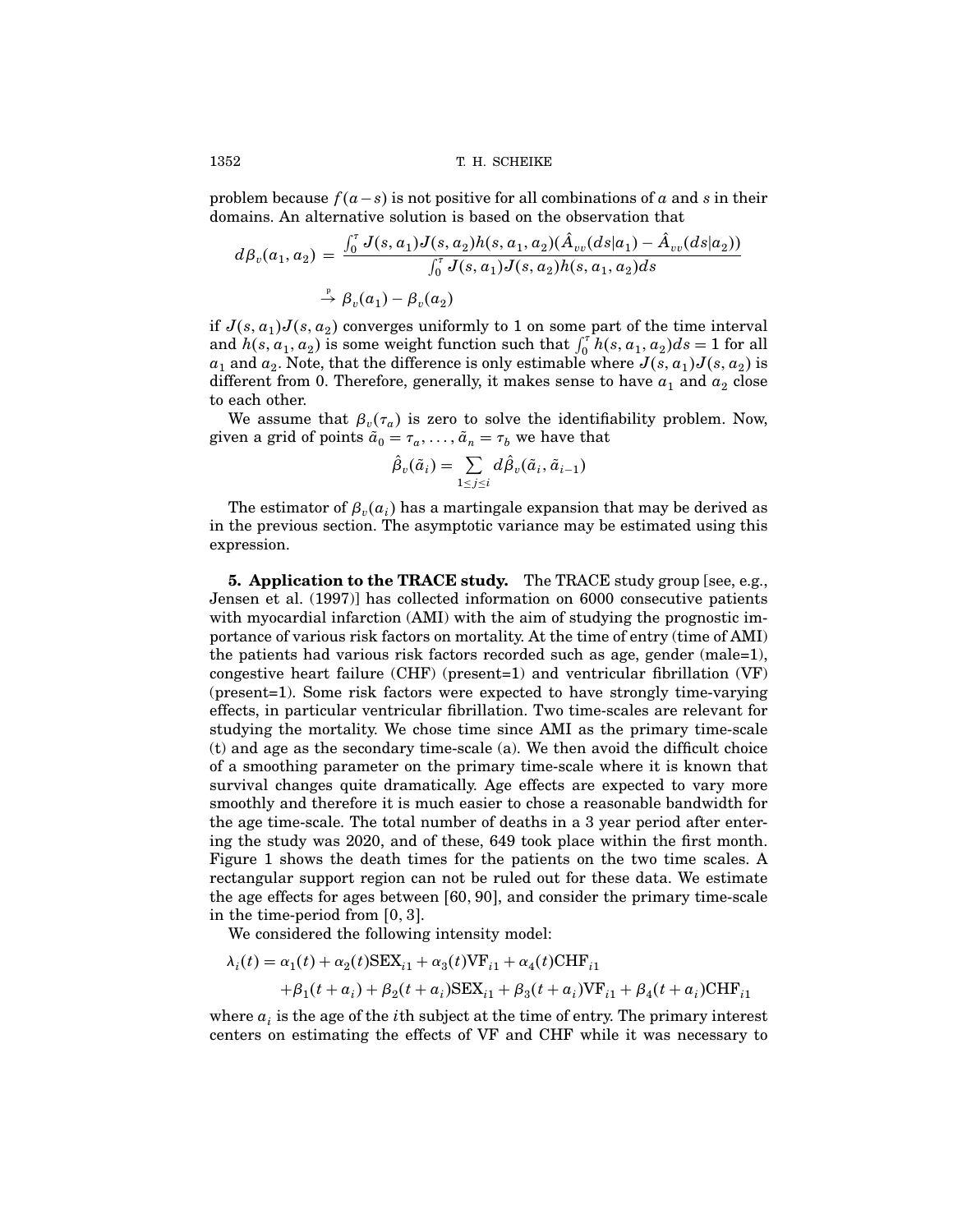problem because $f(a-s)$ is not positive for all combinations of $a$ and $s$ in their domains. An alternative solution is based on the observation that

$$d\beta_v(a_1, a_2) = \frac{\int_0^\tau J(s, a_1)J(s, a_2)h(s, a_1, a_2)(\hat{A}_{vv}(ds|a_1) - \hat{A}_{vv}(ds|a_2))}{\int_0^\tau J(s, a_1)J(s, a_2)h(s, a_1, a_2)ds}$$

$$\xrightarrow{\text{P}} \beta_v(a_1) - \beta_v(a_2)$$

if $J(s, a_1)J(s, a_2)$ converges uniformly to 1 on some part of the time interval and $h(s, a_1, a_2)$ is some weight function such that $\int_0^\tau h(s, a_1, a_2)ds = 1$ for all $a_1$ and $a_2$. Note, that the difference is only estimable where $J(s, a_1)J(s, a_2)$ is different from 0. Therefore, generally, it makes sense to have $a_1$ and $a_2$ close to each other.

We assume that $\beta_v(\tau_a)$ is zero to solve the identifiability problem. Now, given a grid of points $\tilde{a}_0 = \tau_a, \ldots, \tilde{a}_n = \tau_b$ we have that

$$\hat{\beta}_v(\tilde{a}_i) = \sum_{1 \le j \le i} d\hat{\beta}_v(\tilde{a}_i, \tilde{a}_{i-1})$$

The estimator of $\beta_v(a_i)$ has a martingale expansion that may be derived as in the previous section. The asymptotic variance may be estimated using this expression.

**5. Application to the TRACE study.** The TRACE study group [see, e.g., Jensen et al. (1997)] has collected information on 6000 consecutive patients with myocardial infarction (AMI) with the aim of studying the prognostic importance of various risk factors on mortality. At the time of entry (time of AMI) the patients had various risk factors recorded such as age, gender (male=1), congestive heart failure (CHF) (present=1) and ventricular fibrillation (VF) (present=1). Some risk factors were expected to have strongly time-varying effects, in particular ventricular fibrillation. Two time-scales are relevant for studying the mortality. We chose time since AMI as the primary time-scale (t) and age as the secondary time-scale (a). We then avoid the difficult choice of a smoothing parameter on the primary time-scale where it is known that survival changes quite dramatically. Age effects are expected to vary more smoothly and therefore it is much easier to chose a reasonable bandwidth for the age time-scale. The total number of deaths in a 3 year period after entering the study was 2020, and of these, 649 took place within the first month. Figure 1 shows the death times for the patients on the two time scales. A rectangular support region can not be ruled out for these data. We estimate the age effects for ages between $[60, 90]$, and consider the primary time-scale in the time-period from $[0, 3]$.

We considered the following intensity model:

$$\lambda_i(t) = \alpha_1(t) + \alpha_2(t)\text{SEX}_{i1} + \alpha_3(t)\text{VF}_{i1} + \alpha_4(t)\text{CHF}_{i1}$$
$$+\beta_1(t + a_i) + \beta_2(t + a_i)\text{SEX}_{i1} + \beta_3(t + a_i)\text{VF}_{i1} + \beta_4(t + a_i)\text{CHF}_{i1}$$

where $a_i$ is the age of the $i$th subject at the time of entry. The primary interest centers on estimating the effects of VF and CHF while it was necessary to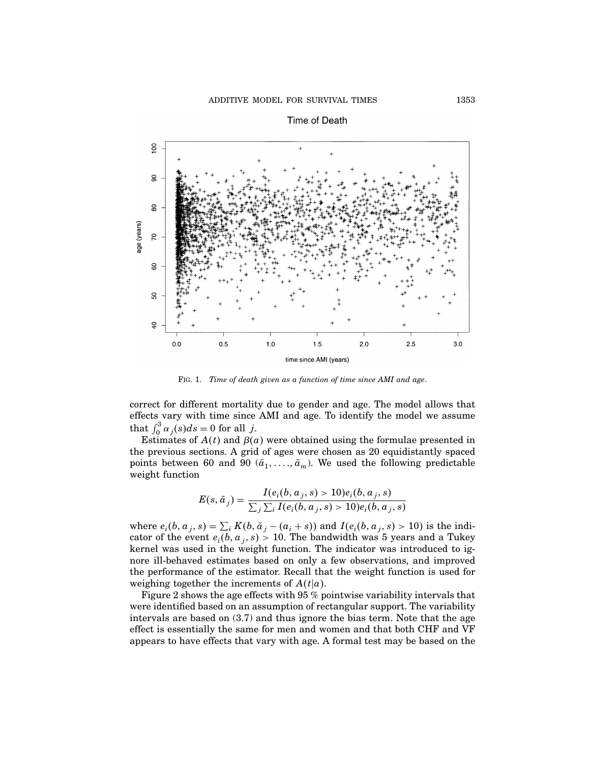FIG. 1. *Time of death given as a function of time since AMI and age.*

correct for different mortality due to gender and age. The model allows that effects vary with time since AMI and age. To identify the model we assume that $\int_0^3 \alpha_j(s)ds = 0$ for all $j$.

Estimates of $A(t)$ and $\beta(a)$ were obtained using the formulae presented in the previous sections. A grid of ages were chosen as 20 equidistantly spaced points between 60 and 90 $(\tilde{a}_1, \ldots, \tilde{a}_m)$. We used the following predictable weight function

$$E(s, \tilde{a}_j) = \frac{I(e_i(b, a_j, s) > 10)e_i(b, a_j, s)}{\sum_j \sum_i I(e_i(b, a_j, s) > 10)e_i(b, a_j, s)}$$

where $e_i(b, a_j, s) = \sum_i K(b, \tilde{a}_j - (a_i + s))$ and $I(e_i(b, a_j, s) > 10)$ is the indicator of the event $e_i(b, a_j, s) > 10$. The bandwidth was 5 years and a Tukey kernel was used in the weight function. The indicator was introduced to ignore ill-behaved estimates based on only a few observations, and improved the performance of the estimator. Recall that the weight function is used for weighing together the increments of $A(t|a)$.

Figure 2 shows the age effects with 95 % pointwise variability intervals that were identified based on an assumption of rectangular support. The variability intervals are based on (3.7) and thus ignore the bias term. Note that the age effect is essentially the same for men and women and that both CHF and VF appears to have effects that vary with age. A formal test may be based on the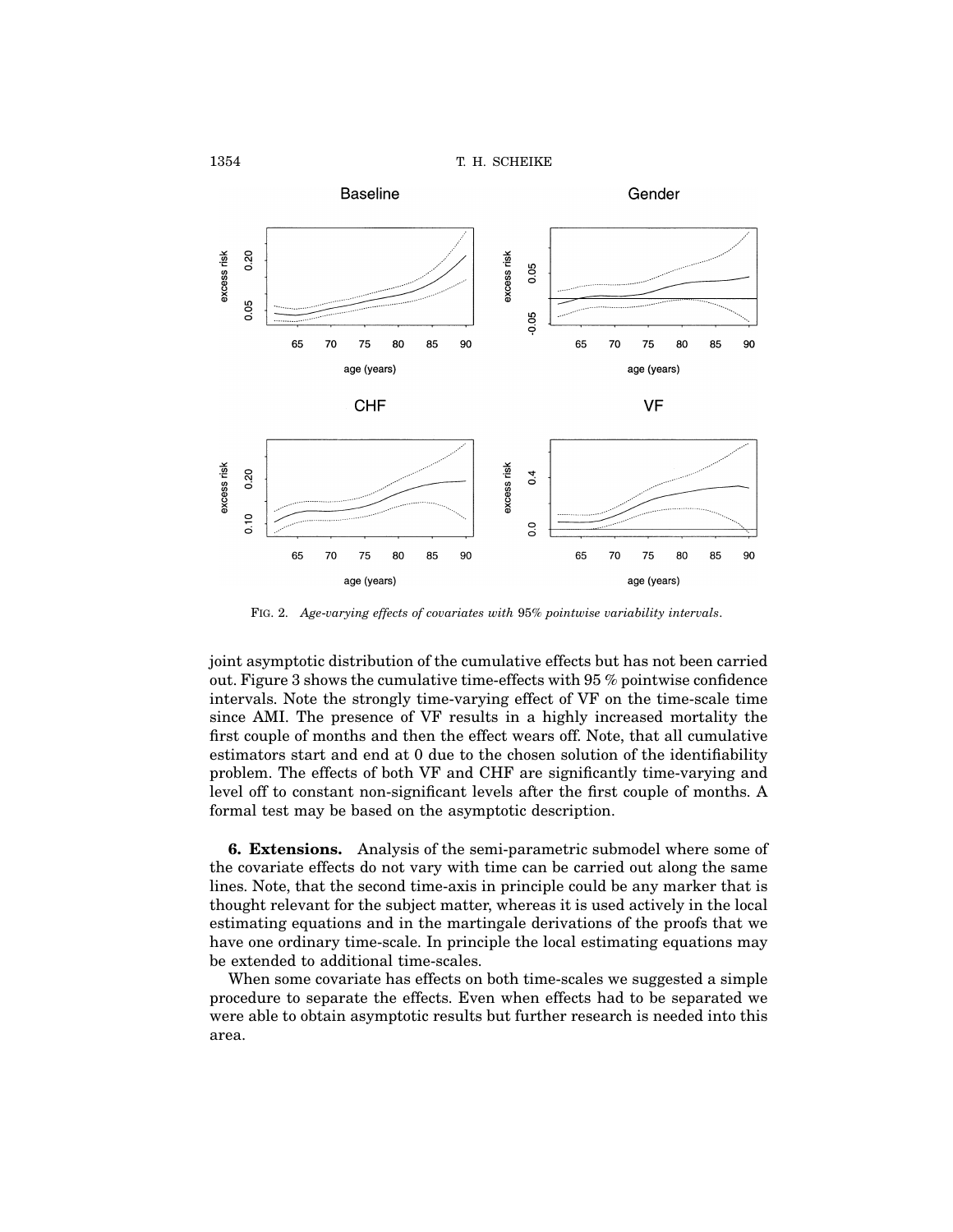FIG. 2. *Age-varying effects of covariates with* 95% *pointwise variability intervals.*

joint asymptotic distribution of the cumulative effects but has not been carried out. Figure 3 shows the cumulative time-effects with 95 % pointwise confidence intervals. Note the strongly time-varying effect of VF on the time-scale time since AMI. The presence of VF results in a highly increased mortality the first couple of months and then the effect wears off. Note, that all cumulative estimators start and end at 0 due to the chosen solution of the identifiability problem. The effects of both VF and CHF are significantly time-varying and level off to constant non-significant levels after the first couple of months. A formal test may be based on the asymptotic description.

**6. Extensions.** Analysis of the semi-parametric submodel where some of the covariate effects do not vary with time can be carried out along the same lines. Note, that the second time-axis in principle could be any marker that is thought relevant for the subject matter, whereas it is used actively in the local estimating equations and in the martingale derivations of the proofs that we have one ordinary time-scale. In principle the local estimating equations may be extended to additional time-scales.

When some covariate has effects on both time-scales we suggested a simple procedure to separate the effects. Even when effects had to be separated we were able to obtain asymptotic results but further research is needed into this area.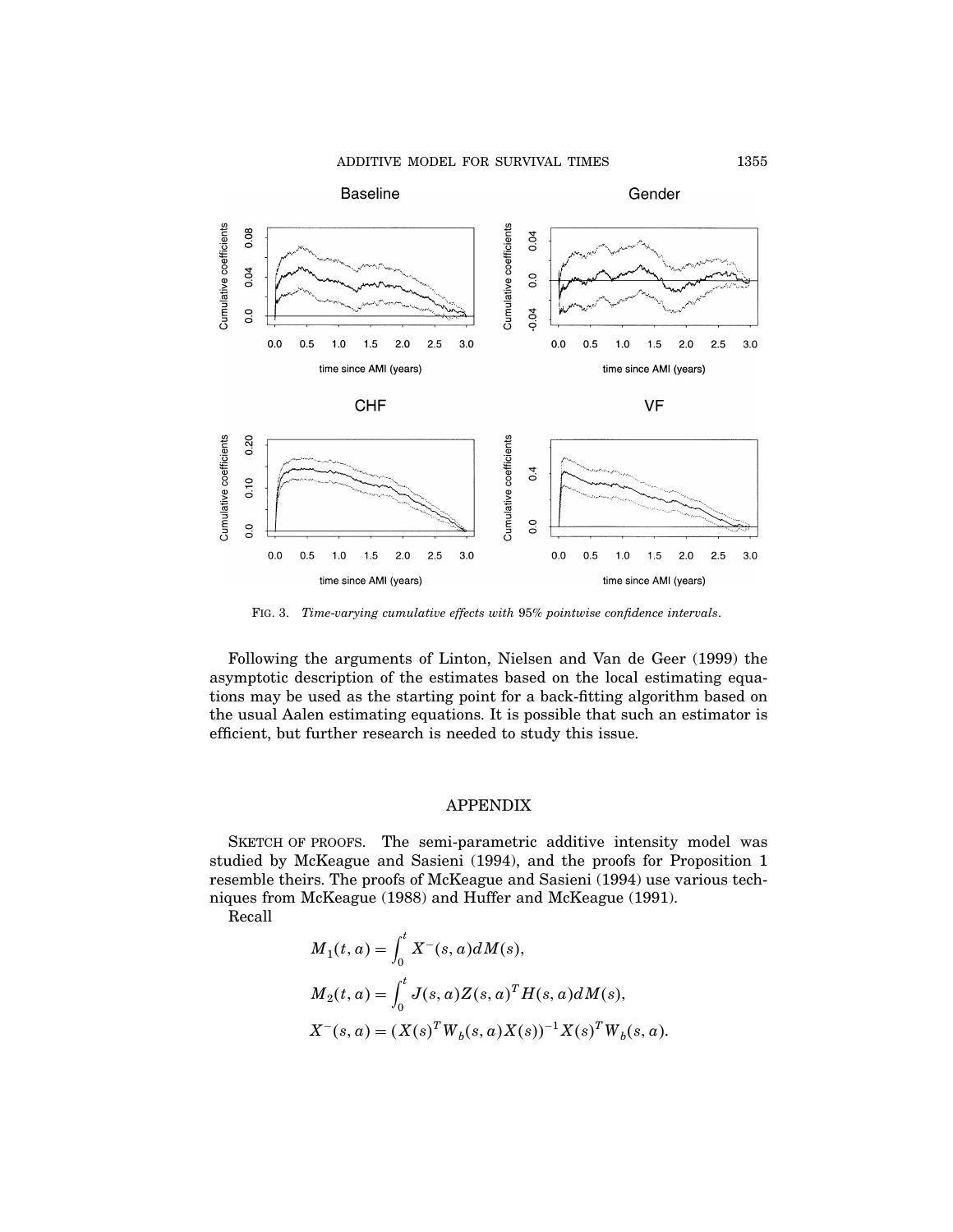FIG. 3. *Time-varying cumulative effects with* 95% *pointwise confidence intervals.*

Following the arguments of Linton, Nielsen and Van de Geer (1999) the asymptotic description of the estimates based on the local estimating equations may be used as the starting point for a back-fitting algorithm based on the usual Aalen estimating equations. It is possible that such an estimator is efficient, but further research is needed to study this issue.

## APPENDIX

SKETCH OF PROOFS. The semi-parametric additive intensity model was studied by McKeague and Sasieni (1994), and the proofs for Proposition 1 resemble theirs. The proofs of McKeague and Sasieni (1994) use various techniques from McKeague (1988) and Huffer and McKeague (1991).

Recall

$$M_1(t,a) = \int_0^t X^-(s,a)dM(s),$$

$$M_2(t,a) = \int_0^t J(s,a)Z(s,a)^T H(s,a)dM(s),$$

$$X^-(s,a) = (X(s)^T W_b(s,a)X(s))^{-1}X(s)^T W_b(s,a).$$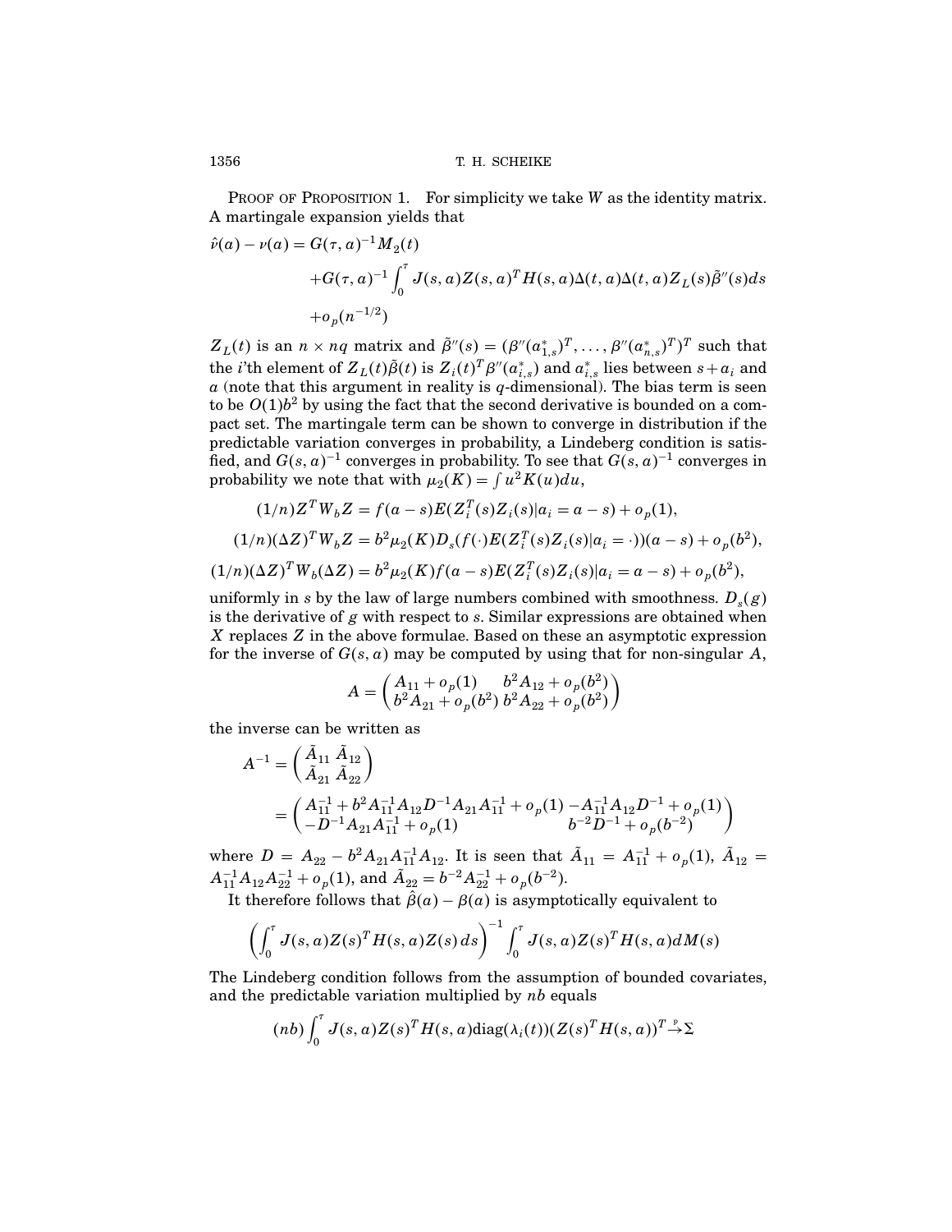PROOF OF PROPOSITION 1. For simplicity we take $W$ as the identity matrix. A martingale expansion yields that

$$
\begin{aligned}
\hat{\nu}(a) - \nu(a) = \; & G(\tau, a)^{-1} M_2(t) \\
& + G(\tau, a)^{-1} \int_0^\tau J(s,a) Z(s,a)^T H(s,a) \Delta(t,a) \Delta(t,a) Z_L(s) \tilde{\beta}''(s) ds \\
& + o_p(n^{-1/2})
\end{aligned}
$$

$Z_L(t)$ is an $n \times nq$ matrix and $\tilde{\beta}''(s) = (\beta''(a_{1,s}^*)^T, \ldots, \beta''(a_{n,s}^*)^T)^T$ such that the $i$'th element of $Z_L(t)\tilde{\beta}(t)$ is $Z_i(t)^T \beta''(a_{i,s}^*)$ and $a_{i,s}^*$ lies between $s + a_i$ and $a$ (note that this argument in reality is $q$-dimensional). The bias term is seen to be $O(1)b^2$ by using the fact that the second derivative is bounded on a compact set. The martingale term can be shown to converge in distribution if the predictable variation converges in probability, a Lindeberg condition is satisfied, and $G(s,a)^{-1}$ converges in probability. To see that $G(s,a)^{-1}$ converges in probability we note that with $\mu_2(K) = \int u^2 K(u) du$,

$$
\begin{aligned}
(1/n) Z^T W_b Z &= f(a-s) E(Z_i^T(s) Z_i(s) | a_i = a - s) + o_p(1), \\
(1/n) (\Delta Z)^T W_b Z &= b^2 \mu_2(K) D_s(f(\cdot) E(Z_i^T(s) Z_i(s) | a_i = \cdot))(a-s) + o_p(b^2), \\
(1/n) (\Delta Z)^T W_b (\Delta Z) &= b^2 \mu_2(K) f(a-s) E(Z_i^T(s) Z_i(s) | a_i = a - s) + o_p(b^2),
\end{aligned}
$$

uniformly in $s$ by the law of large numbers combined with smoothness. $D_s(g)$ is the derivative of $g$ with respect to $s$. Similar expressions are obtained when $X$ replaces $Z$ in the above formulae. Based on these an asymptotic expression for the inverse of $G(s,a)$ may be computed by using that for non-singular $A$,

$$
A = \begin{pmatrix} A_{11} + o_p(1) & b^2 A_{12} + o_p(b^2) \\ b^2 A_{21} + o_p(b^2) & b^2 A_{22} + o_p(b^2) \end{pmatrix}
$$

the inverse can be written as

$$
\begin{aligned}
A^{-1} &= \begin{pmatrix} \tilde{A}_{11} & \tilde{A}_{12} \\ \tilde{A}_{21} & \tilde{A}_{22} \end{pmatrix} \\
&= \begin{pmatrix} A_{11}^{-1} + b^2 A_{11}^{-1} A_{12} D^{-1} A_{21} A_{11}^{-1} + o_p(1) & -A_{11}^{-1} A_{12} D^{-1} + o_p(1) \\ -D^{-1} A_{21} A_{11}^{-1} + o_p(1) & b^{-2} D^{-1} + o_p(b^{-2}) \end{pmatrix}
\end{aligned}
$$

where $D = A_{22} - b^2 A_{21} A_{11}^{-1} A_{12}$. It is seen that $\tilde{A}_{11} = A_{11}^{-1} + o_p(1)$, $\tilde{A}_{12} = A_{11}^{-1} A_{12} A_{22}^{-1} + o_p(1)$, and $\tilde{A}_{22} = b^{-2} A_{22}^{-1} + o_p(b^{-2})$.

It therefore follows that $\hat{\beta}(a) - \beta(a)$ is asymptotically equivalent to

$$
\left( \int_0^\tau J(s,a) Z(s)^T H(s,a) Z(s) \, ds \right)^{-1} \int_0^\tau J(s,a) Z(s)^T H(s,a) dM(s)
$$

The Lindeberg condition follows from the assumption of bounded covariates, and the predictable variation multiplied by $nb$ equals

$$
(nb) \int_0^\tau J(s,a) Z(s)^T H(s,a) \mathrm{diag}(\lambda_i(t)) (Z(s)^T H(s,a))^T \xrightarrow{p} \Sigma
$$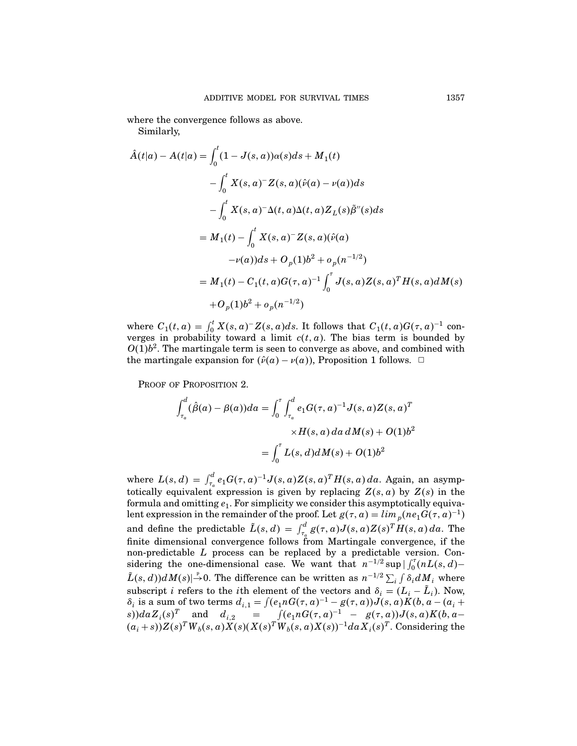where the convergence follows as above.

Similarly,

$$
\begin{aligned}
\hat{A}(t|a) - A(t|a) &= \int_0^t (1 - J(s,a))\alpha(s)ds + M_1(t) \\
&\quad - \int_0^t X(s,a)^- Z(s,a)(\hat{\nu}(a) - \nu(a))ds \\
&\quad - \int_0^t X(s,a)^- \Delta(t,a)\Delta(t,a) Z_L(s)\tilde{\beta}''(s)ds \\
&= M_1(t) - \int_0^t X(s,a)^- Z(s,a)(\hat{\nu}(a) \\
&\qquad -\nu(a))ds + O_p(1)b^2 + o_p(n^{-1/2}) \\
&= M_1(t) - C_1(t,a)G(\tau,a)^{-1}\int_0^\tau J(s,a)Z(s,a)^T H(s,a)dM(s) \\
&\qquad + O_p(1)b^2 + o_p(n^{-1/2})
\end{aligned}
$$

where $C_1(t,a) = \int_0^t X(s,a)^- Z(s,a)ds$. It follows that $C_1(t,a)G(\tau,a)^{-1}$ converges in probability toward a limit $c(t,a)$. The bias term is bounded by $O(1)b^2$. The martingale term is seen to converge as above, and combined with the martingale expansion for $(\hat{\nu}(a) - \nu(a))$, Proposition 1 follows. $\square$

PROOF OF PROPOSITION 2.

$$
\begin{aligned}
\int_{\tau_a}^d (\hat{\beta}(a) - \beta(a))da &= \int_0^\tau \int_{\tau_a}^d e_1 G(\tau,a)^{-1} J(s,a)Z(s,a)^T \\
&\qquad \times H(s,a)\,da\,dM(s) + O(1)b^2 \\
&= \int_0^\tau L(s,d)dM(s) + O(1)b^2
\end{aligned}
$$

where $L(s,d) = \int_{\tau_a}^d e_1 G(\tau,a)^{-1} J(s,a)Z(s,a)^T H(s,a)\,da$. Again, an asymptotically equivalent expression is given by replacing $Z(s,a)$ by $Z(s)$ in the formula and omitting $e_1$. For simplicity we consider this asymptotically equivalent expression in the remainder of the proof. Let $g(\tau,a) = lim_p(ne_1G(\tau,a)^{-1})$ and define the predictable $\tilde{L}(s,d) = \int_{\tau_a}^d g(\tau,a)J(s,a)Z(s)^T H(s,a)\,da$. The finite dimensional convergence follows from Martingale convergence, if the non-predictable $L$ process can be replaced by a predictable version. Considering the one-dimensional case. We want that $n^{-1/2}\sup|\int_0^\tau (nL(s,d) - \tilde{L}(s,d))dM(s)| \xrightarrow{p} 0$. The difference can be written as $n^{-1/2}\sum_i \int \delta_i dM_i$ where subscript $i$ refers to the $i$th element of the vectors and $\delta_i = (L_i - \tilde{L}_i)$. Now, $\delta_i$ is a sum of two terms $d_{i,1} = \int (e_1 nG(\tau,a)^{-1} - g(\tau,a))J(s,a)K(b, a - (a_i + s))da Z_i(s)^T$ and $d_{i,2} = \int (e_1 nG(\tau,a)^{-1} - g(\tau,a))J(s,a)K(b, a - (a_i + s))Z(s)^T W_b(s,a)X(s)(X(s)^T W_b(s,a)X(s))^{-1} da X_i(s)^T$. Considering the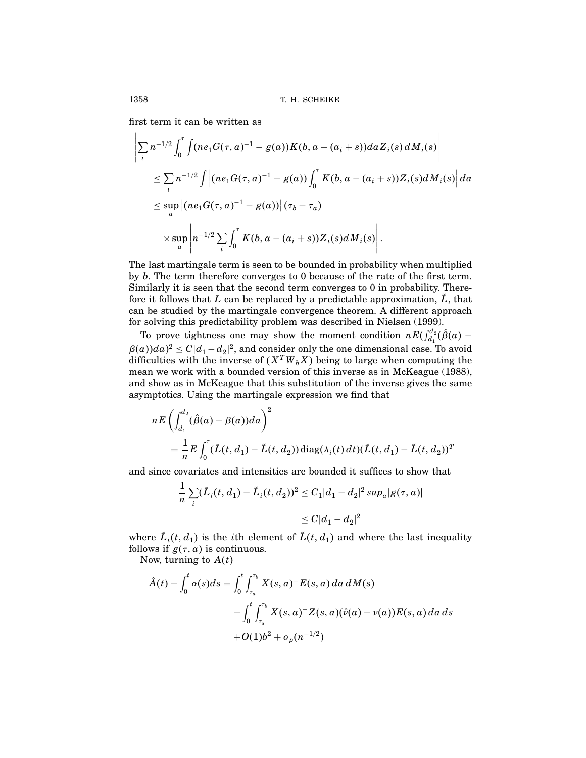first term it can be written as

$$
\begin{aligned}
&\left|\sum_i n^{-1/2} \int_0^\tau \int (ne_1 G(\tau,a)^{-1} - g(a)) K(b, a-(a_i+s)) da Z_i(s)\, dM_i(s)\right| \\
&\quad \le \sum_i n^{-1/2} \int \left|(ne_1 G(\tau,a)^{-1} - g(a)) \int_0^\tau K(b, a-(a_i+s)) Z_i(s) dM_i(s)\right| da \\
&\quad \le \sup_a \left|(ne_1 G(\tau,a)^{-1} - g(a))\right| (\tau_b - \tau_a) \\
&\qquad \times \sup_a \left| n^{-1/2} \sum_i \int_0^\tau K(b, a-(a_i+s)) Z_i(s) dM_i(s)\right|.
\end{aligned}
$$

The last martingale term is seen to be bounded in probability when multiplied by $b$. The term therefore converges to 0 because of the rate of the first term. Similarly it is seen that the second term converges to 0 in probability. Therefore it follows that $L$ can be replaced by a predictable approximation, $\tilde{L}$, that can be studied by the martingale convergence theorem. A different approach for solving this predictability problem was described in Nielsen (1999).

To prove tightness one may show the moment condition $nE(\int_{d_1}^{d_2}(\hat{\beta}(a) - \beta(a))da)^2 \le C|d_1 - d_2|^2$, and consider only the one dimensional case. To avoid difficulties with the inverse of $(X^T W_b X)$ being to large when computing the mean we work with a bounded version of this inverse as in McKeague (1988), and show as in McKeague that this substitution of the inverse gives the same asymptotics. Using the martingale expression we find that

$$
\begin{aligned}
&nE\left(\int_{d_1}^{d_2} (\hat{\beta}(a) - \beta(a)) da\right)^2 \\
&\quad = \frac{1}{n} E \int_0^\tau (\tilde{L}(t,d_1) - \tilde{L}(t,d_2))\, \text{diag}(\lambda_i(t)\, dt) (\tilde{L}(t,d_1) - \tilde{L}(t,d_2))^T
\end{aligned}
$$

and since covariates and intensities are bounded it suffices to show that

$$
\begin{aligned}
\frac{1}{n}\sum_i (\tilde{L}_i(t,d_1) - \tilde{L}_i(t,d_2))^2 &\le C_1 |d_1 - d_2|^2 \, sup_a |g(\tau,a)| \\
&\le C|d_1 - d_2|^2
\end{aligned}
$$

where $\tilde{L}_i(t,d_1)$ is the $i$th element of $\tilde{L}(t,d_1)$ and where the last inequality follows if $g(\tau,a)$ is continuous.

Now, turning to $A(t)$

$$
\begin{aligned}
\hat{A}(t) - \int_0^t \alpha(s) ds &= \int_0^t \int_{\tau_a}^{\tau_b} X(s,a)^- E(s,a)\, da\, dM(s) \\
&\quad - \int_0^t \int_{\tau_a}^{\tau_b} X(s,a)^- Z(s,a)(\hat{\nu}(a) - \nu(a)) E(s,a)\, da\, ds \\
&\quad + O(1) b^2 + o_p(n^{-1/2})
\end{aligned}
$$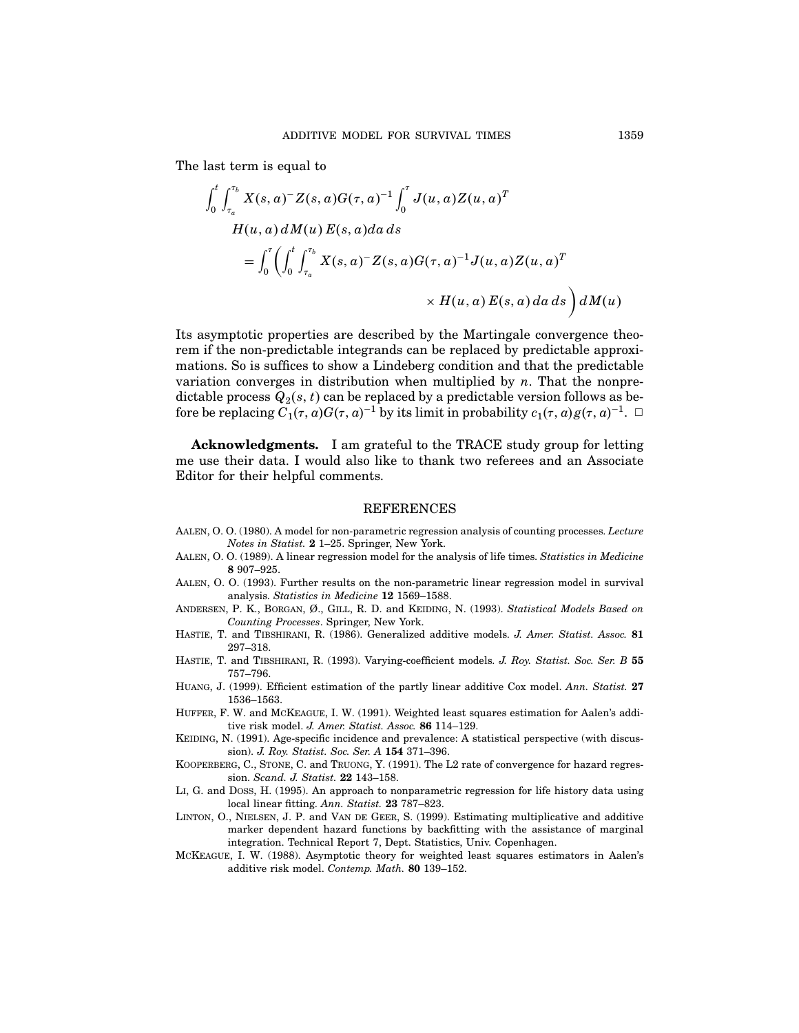The last term is equal to

$$
\begin{aligned}
&\int_0^t \int_{\tau_a}^{\tau_b} X(s,a)^{-} Z(s,a) G(\tau,a)^{-1} \int_0^{\tau} J(u,a) Z(u,a)^T \\
&\qquad H(u,a)\, dM(u)\, E(s,a) da\, ds \\
&\qquad = \int_0^{\tau} \left( \int_0^t \int_{\tau_a}^{\tau_b} X(s,a)^{-} Z(s,a) G(\tau,a)^{-1} J(u,a) Z(u,a)^T \right. \\
&\qquad\qquad\qquad \left. \times H(u,a)\, E(s,a)\, da\, ds \right) dM(u)
\end{aligned}
$$

Its asymptotic properties are described by the Martingale convergence theorem if the non-predictable integrands can be replaced by predictable approximations. So is suffices to show a Lindeberg condition and that the predictable variation converges in distribution when multiplied by $n$. That the nonpredictable process $Q_2(s,t)$ can be replaced by a predictable version follows as before be replacing $C_1(\tau,a)G(\tau,a)^{-1}$ by its limit in probability $c_1(\tau,a)g(\tau,a)^{-1}$. $\square$

**Acknowledgments.** I am grateful to the TRACE study group for letting me use their data. I would also like to thank two referees and an Associate Editor for their helpful comments.

## REFERENCES

AALEN, O. O. (1980). A model for non-parametric regression analysis of counting processes. *Lecture Notes in Statist.* **2** 1–25. Springer, New York.

AALEN, O. O. (1989). A linear regression model for the analysis of life times. *Statistics in Medicine* **8** 907–925.

AALEN, O. O. (1993). Further results on the non-parametric linear regression model in survival analysis. *Statistics in Medicine* **12** 1569–1588.

ANDERSEN, P. K., BORGAN, Ø., GILL, R. D. and KEIDING, N. (1993). *Statistical Models Based on Counting Processes*. Springer, New York.

HASTIE, T. and TIBSHIRANI, R. (1986). Generalized additive models. *J. Amer. Statist. Assoc.* **81** 297–318.

HASTIE, T. and TIBSHIRANI, R. (1993). Varying-coefficient models. *J. Roy. Statist. Soc. Ser. B* **55** 757–796.

HUANG, J. (1999). Efficient estimation of the partly linear additive Cox model. *Ann. Statist.* **27** 1536–1563.

HUFFER, F. W. and MCKEAGUE, I. W. (1991). Weighted least squares estimation for Aalen's additive risk model. *J. Amer. Statist. Assoc.* **86** 114–129.

KEIDING, N. (1991). Age-specific incidence and prevalence: A statistical perspective (with discussion). *J. Roy. Statist. Soc. Ser. A* **154** 371–396.

KOOPERBERG, C., STONE, C. and TRUONG, Y. (1991). The L2 rate of convergence for hazard regression. *Scand. J. Statist.* **22** 143–158.

LI, G. and DOSS, H. (1995). An approach to nonparametric regression for life history data using local linear fitting. *Ann. Statist.* **23** 787–823.

LINTON, O., NIELSEN, J. P. and VAN DE GEER, S. (1999). Estimating multiplicative and additive marker dependent hazard functions by backfitting with the assistance of marginal integration. Technical Report 7, Dept. Statistics, Univ. Copenhagen.

MCKEAGUE, I. W. (1988). Asymptotic theory for weighted least squares estimators in Aalen's additive risk model. *Contemp. Math.* **80** 139–152.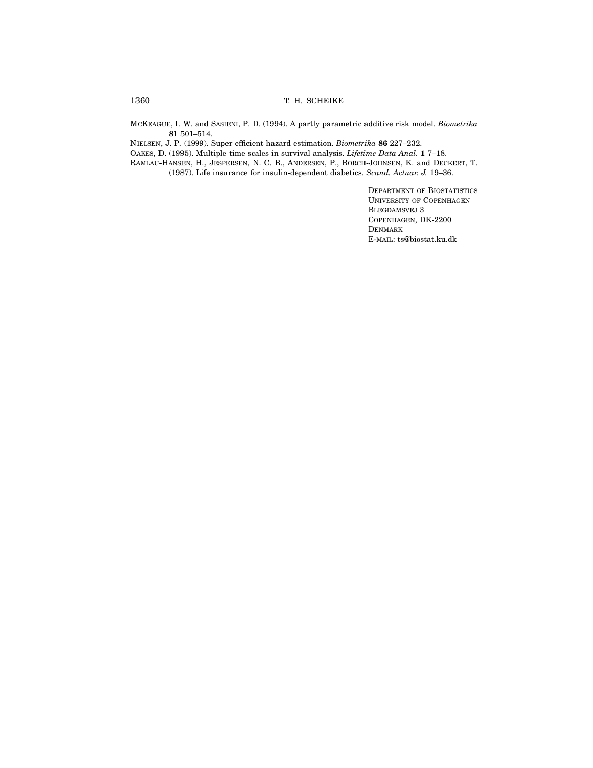McKeague, I. W. and Sasieni, P. D. (1994). A partly parametric additive risk model. *Biometrika* **81** 501–514.

Nielsen, J. P. (1999). Super efficient hazard estimation. *Biometrika* **86** 227–232.

Oakes, D. (1995). Multiple time scales in survival analysis. *Lifetime Data Anal.* **1** 7–18.

Ramlau-Hansen, H., Jespersen, N. C. B., Andersen, P., Borch-Johnsen, K. and Deckert, T. (1987). Life insurance for insulin-dependent diabetics. *Scand. Actuar. J.* 19–36.

Department of Biostatistics
University of Copenhagen
Blegdamsvej 3
Copenhagen, DK-2200
Denmark
E-mail: ts@biostat.ku.dk